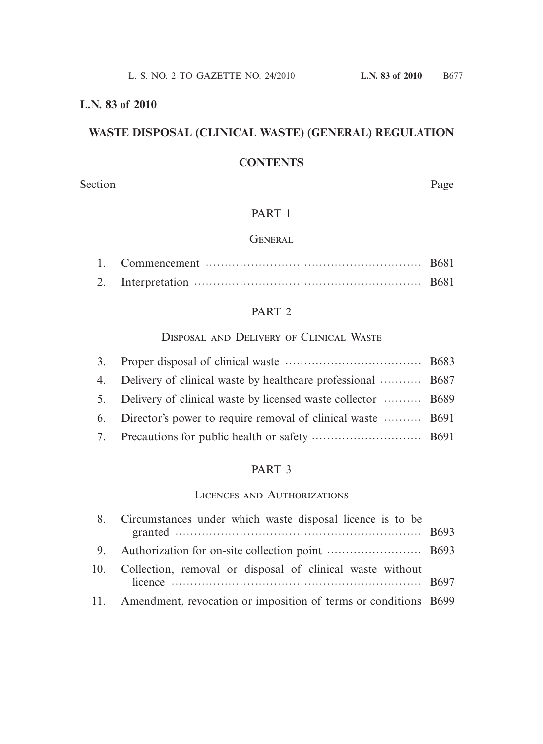**L.N. 83 of 2010**

## WASTE DISPOSAL (CLINICAL WASTE) (GENERAL) REGULATION

### CONTENTS

| Section | | Page |
|---|---|---|
| | **PART 1** | |
| | **General** | |
| 1. | Commencement | B681 |
| 2. | Interpretation | B681 |
| | **PART 2** | |
| | **Disposal and Delivery of Clinical Waste** | |
| 3. | Proper disposal of clinical waste | B683 |
| 4. | Delivery of clinical waste by healthcare professional | B687 |
| 5. | Delivery of clinical waste by licensed waste collector | B689 |
| 6. | Director's power to require removal of clinical waste | B691 |
| 7. | Precautions for public health or safety | B691 |
| | **PART 3** | |
| | **Licences and Authorizations** | |
| 8. | Circumstances under which waste disposal licence is to be granted | B693 |
| 9. | Authorization for on-site collection point | B693 |
| 10. | Collection, removal or disposal of clinical waste without licence | B697 |
| 11. | Amendment, revocation or imposition of terms or conditions | B699 |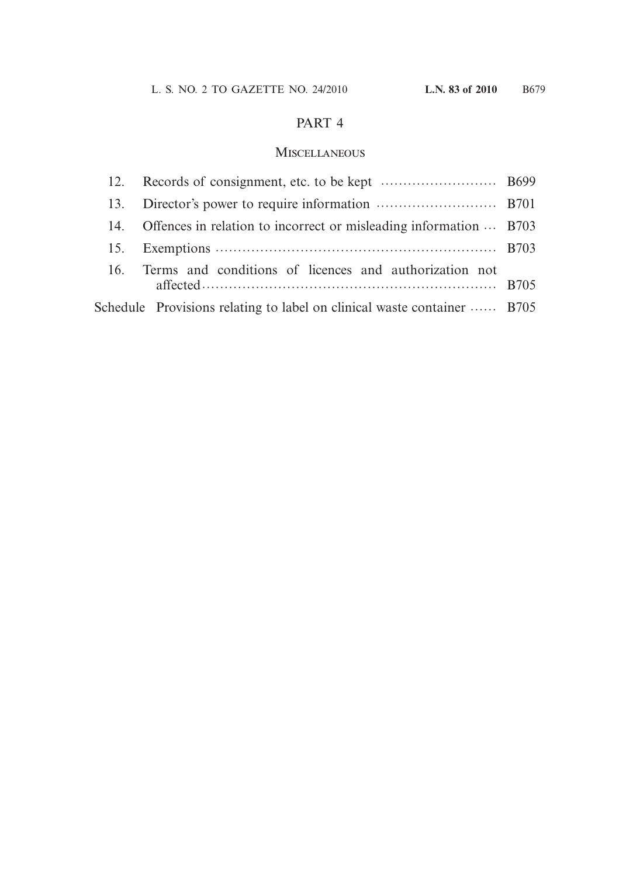## PART 4

### Miscellaneous

| | | |
|---|---|---|
| 12. | Records of consignment, etc. to be kept | B699 |
| 13. | Director's power to require information | B701 |
| 14. | Offences in relation to incorrect or misleading information | B703 |
| 15. | Exemptions | B703 |
| 16. | Terms and conditions of licences and authorization not affected | B705 |
| Schedule | Provisions relating to label on clinical waste container | B705 |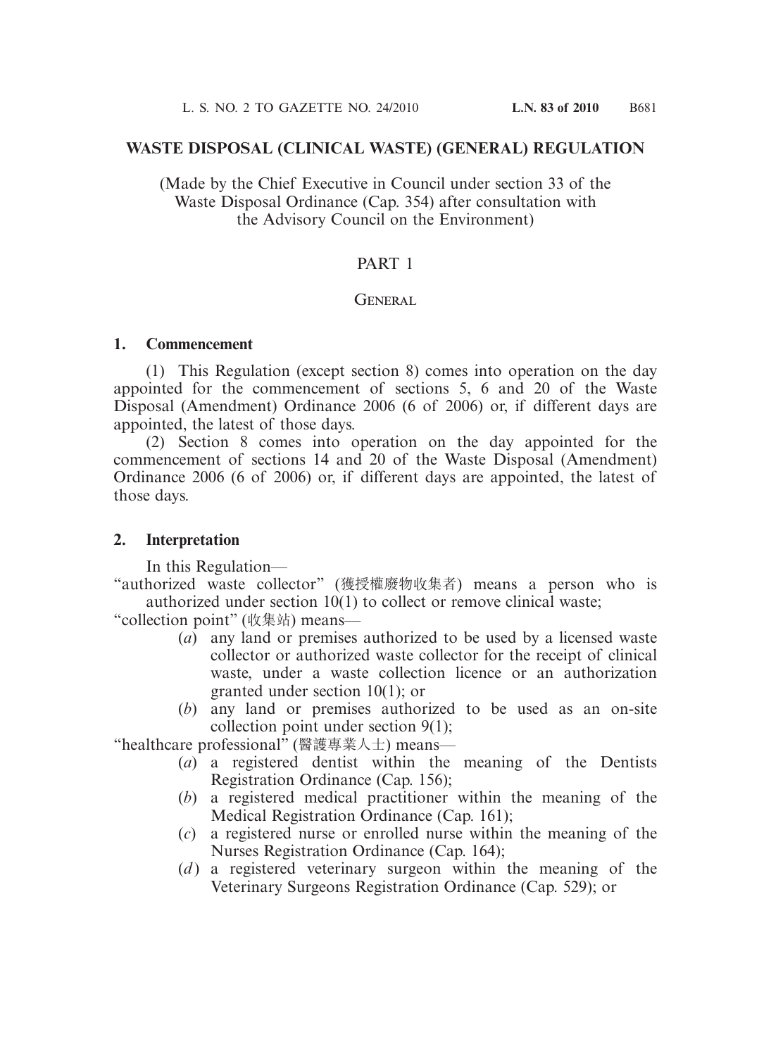# WASTE DISPOSAL (CLINICAL WASTE) (GENERAL) REGULATION

(Made by the Chief Executive in Council under section 33 of the Waste Disposal Ordinance (Cap. 354) after consultation with the Advisory Council on the Environment)

## PART 1

### GENERAL

**1. Commencement**

(1) This Regulation (except section 8) comes into operation on the day appointed for the commencement of sections 5, 6 and 20 of the Waste Disposal (Amendment) Ordinance 2006 (6 of 2006) or, if different days are appointed, the latest of those days.

(2) Section 8 comes into operation on the day appointed for the commencement of sections 14 and 20 of the Waste Disposal (Amendment) Ordinance 2006 (6 of 2006) or, if different days are appointed, the latest of those days.

**2. Interpretation**

In this Regulation—

"authorized waste collector" (獲授權廢物收集者) means a person who is authorized under section 10(1) to collect or remove clinical waste;

"collection point" (收集站) means—

- (*a*) any land or premises authorized to be used by a licensed waste collector or authorized waste collector for the receipt of clinical waste, under a waste collection licence or an authorization granted under section 10(1); or
- (*b*) any land or premises authorized to be used as an on-site collection point under section 9(1);

"healthcare professional" (醫護專業人士) means—

- (*a*) a registered dentist within the meaning of the Dentists Registration Ordinance (Cap. 156);
- (*b*) a registered medical practitioner within the meaning of the Medical Registration Ordinance (Cap. 161);
- (*c*) a registered nurse or enrolled nurse within the meaning of the Nurses Registration Ordinance (Cap. 164);
- (*d*) a registered veterinary surgeon within the meaning of the Veterinary Surgeons Registration Ordinance (Cap. 529); or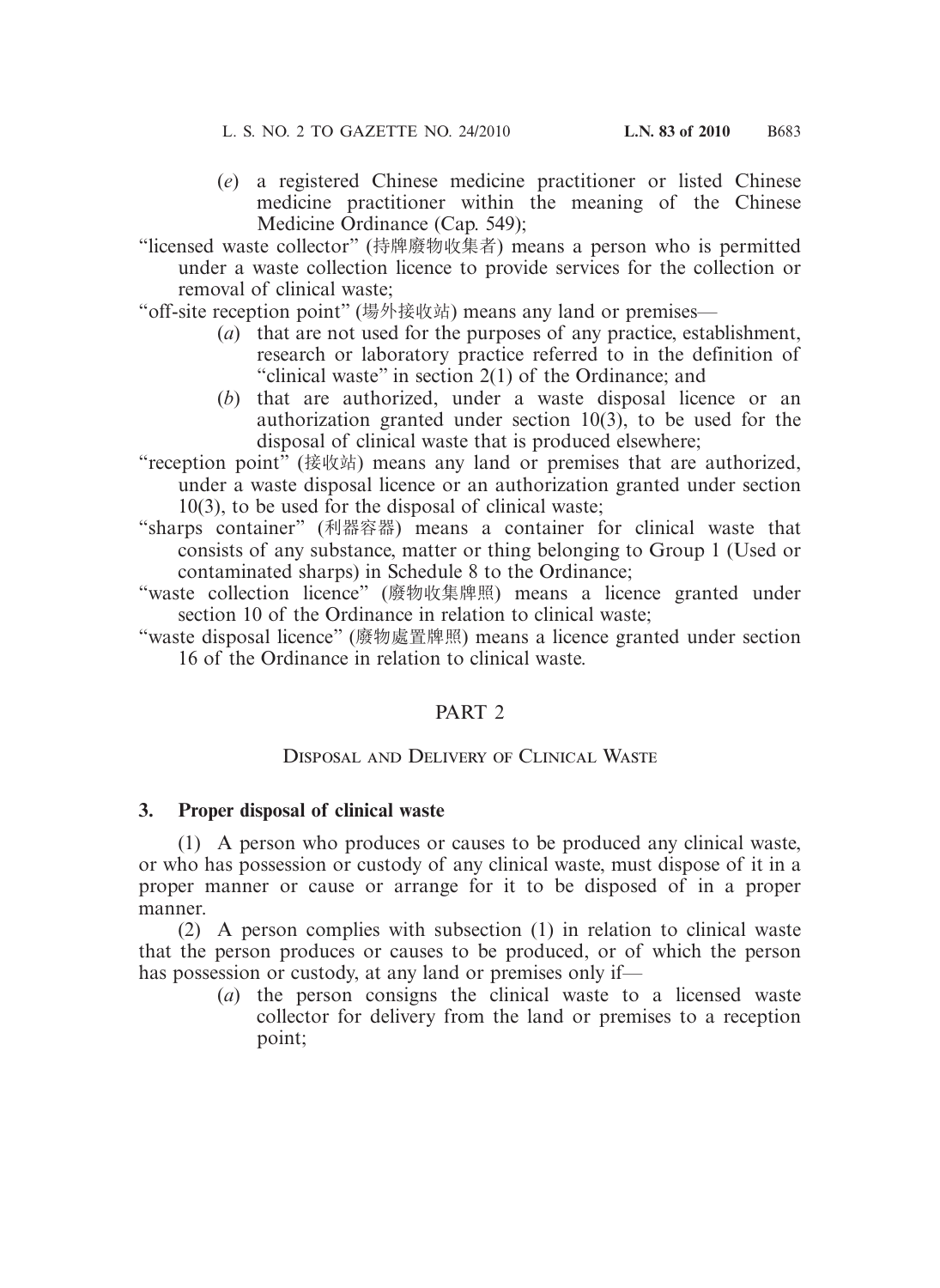(*e*) a registered Chinese medicine practitioner or listed Chinese medicine practitioner within the meaning of the Chinese Medicine Ordinance (Cap. 549);

"licensed waste collector" (持牌廢物收集者) means a person who is permitted under a waste collection licence to provide services for the collection or removal of clinical waste;

"off-site reception point" (場外接收站) means any land or premises—

(*a*) that are not used for the purposes of any practice, establishment, research or laboratory practice referred to in the definition of "clinical waste" in section 2(1) of the Ordinance; and

(*b*) that are authorized, under a waste disposal licence or an authorization granted under section 10(3), to be used for the disposal of clinical waste that is produced elsewhere;

"reception point" (接收站) means any land or premises that are authorized, under a waste disposal licence or an authorization granted under section 10(3), to be used for the disposal of clinical waste;

"sharps container" (利器容器) means a container for clinical waste that consists of any substance, matter or thing belonging to Group 1 (Used or contaminated sharps) in Schedule 8 to the Ordinance;

"waste collection licence" (廢物收集牌照) means a licence granted under section 10 of the Ordinance in relation to clinical waste;

"waste disposal licence" (廢物處置牌照) means a licence granted under section 16 of the Ordinance in relation to clinical waste.

## PART 2

### Disposal and Delivery of Clinical Waste

**3. Proper disposal of clinical waste**

(1) A person who produces or causes to be produced any clinical waste, or who has possession or custody of any clinical waste, must dispose of it in a proper manner or cause or arrange for it to be disposed of in a proper manner.

(2) A person complies with subsection (1) in relation to clinical waste that the person produces or causes to be produced, or of which the person has possession or custody, at any land or premises only if—

(*a*) the person consigns the clinical waste to a licensed waste collector for delivery from the land or premises to a reception point;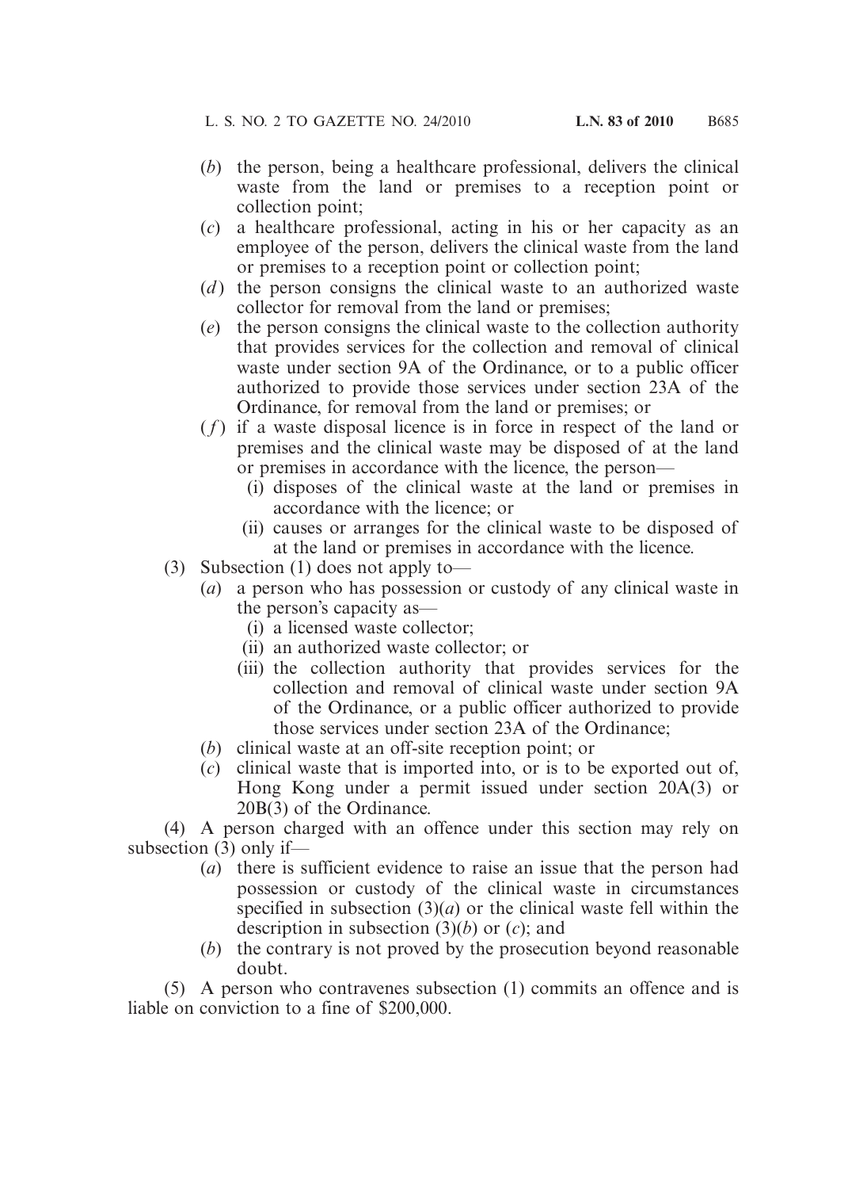(*b*) the person, being a healthcare professional, delivers the clinical waste from the land or premises to a reception point or collection point;

(*c*) a healthcare professional, acting in his or her capacity as an employee of the person, delivers the clinical waste from the land or premises to a reception point or collection point;

(*d*) the person consigns the clinical waste to an authorized waste collector for removal from the land or premises;

(*e*) the person consigns the clinical waste to the collection authority that provides services for the collection and removal of clinical waste under section 9A of the Ordinance, or to a public officer authorized to provide those services under section 23A of the Ordinance, for removal from the land or premises; or

(*f*) if a waste disposal licence is in force in respect of the land or premises and the clinical waste may be disposed of at the land or premises in accordance with the licence, the person—

(i) disposes of the clinical waste at the land or premises in accordance with the licence; or

(ii) causes or arranges for the clinical waste to be disposed of at the land or premises in accordance with the licence.

(3) Subsection (1) does not apply to—

(*a*) a person who has possession or custody of any clinical waste in the person's capacity as—

(i) a licensed waste collector;

(ii) an authorized waste collector; or

(iii) the collection authority that provides services for the collection and removal of clinical waste under section 9A of the Ordinance, or a public officer authorized to provide those services under section 23A of the Ordinance;

(*b*) clinical waste at an off-site reception point; or

(*c*) clinical waste that is imported into, or is to be exported out of, Hong Kong under a permit issued under section 20A(3) or 20B(3) of the Ordinance.

(4) A person charged with an offence under this section may rely on subsection (3) only if—

(*a*) there is sufficient evidence to raise an issue that the person had possession or custody of the clinical waste in circumstances specified in subsection (3)(*a*) or the clinical waste fell within the description in subsection (3)(*b*) or (*c*); and

(*b*) the contrary is not proved by the prosecution beyond reasonable doubt.

(5) A person who contravenes subsection (1) commits an offence and is liable on conviction to a fine of $200,000.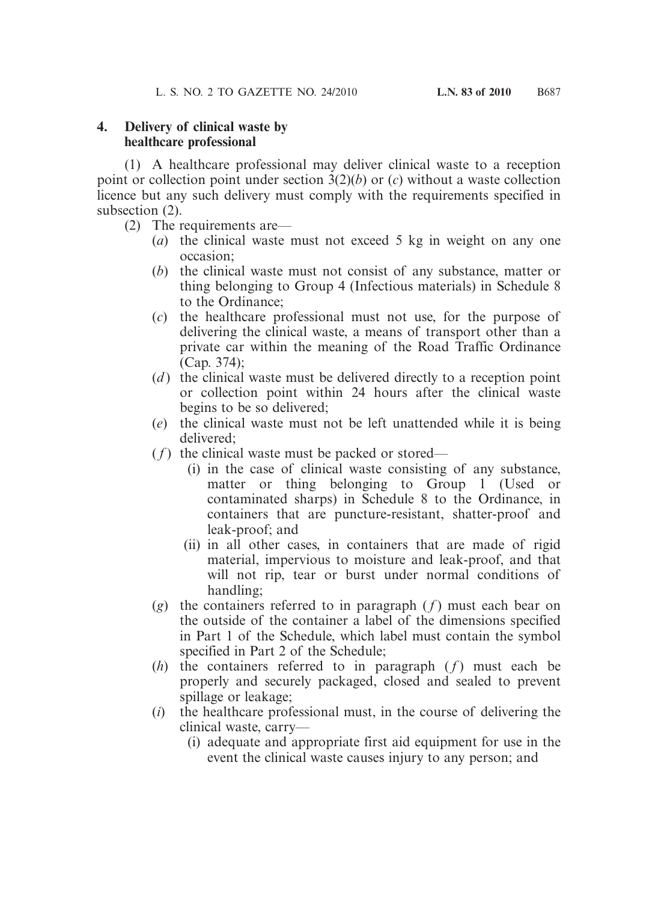## 4. Delivery of clinical waste by healthcare professional

(1) A healthcare professional may deliver clinical waste to a reception point or collection point under section 3(2)(*b*) or (*c*) without a waste collection licence but any such delivery must comply with the requirements specified in subsection (2).

(2) The requirements are—

(*a*) the clinical waste must not exceed 5 kg in weight on any one occasion;

(*b*) the clinical waste must not consist of any substance, matter or thing belonging to Group 4 (Infectious materials) in Schedule 8 to the Ordinance;

(*c*) the healthcare professional must not use, for the purpose of delivering the clinical waste, a means of transport other than a private car within the meaning of the Road Traffic Ordinance (Cap. 374);

(*d*) the clinical waste must be delivered directly to a reception point or collection point within 24 hours after the clinical waste begins to be so delivered;

(*e*) the clinical waste must not be left unattended while it is being delivered;

(*f*) the clinical waste must be packed or stored—

(i) in the case of clinical waste consisting of any substance, matter or thing belonging to Group 1 (Used or contaminated sharps) in Schedule 8 to the Ordinance, in containers that are puncture-resistant, shatter-proof and leak-proof; and

(ii) in all other cases, in containers that are made of rigid material, impervious to moisture and leak-proof, and that will not rip, tear or burst under normal conditions of handling;

(*g*) the containers referred to in paragraph (*f*) must each bear on the outside of the container a label of the dimensions specified in Part 1 of the Schedule, which label must contain the symbol specified in Part 2 of the Schedule;

(*h*) the containers referred to in paragraph (*f*) must each be properly and securely packaged, closed and sealed to prevent spillage or leakage;

(*i*) the healthcare professional must, in the course of delivering the clinical waste, carry—

(i) adequate and appropriate first aid equipment for use in the event the clinical waste causes injury to any person; and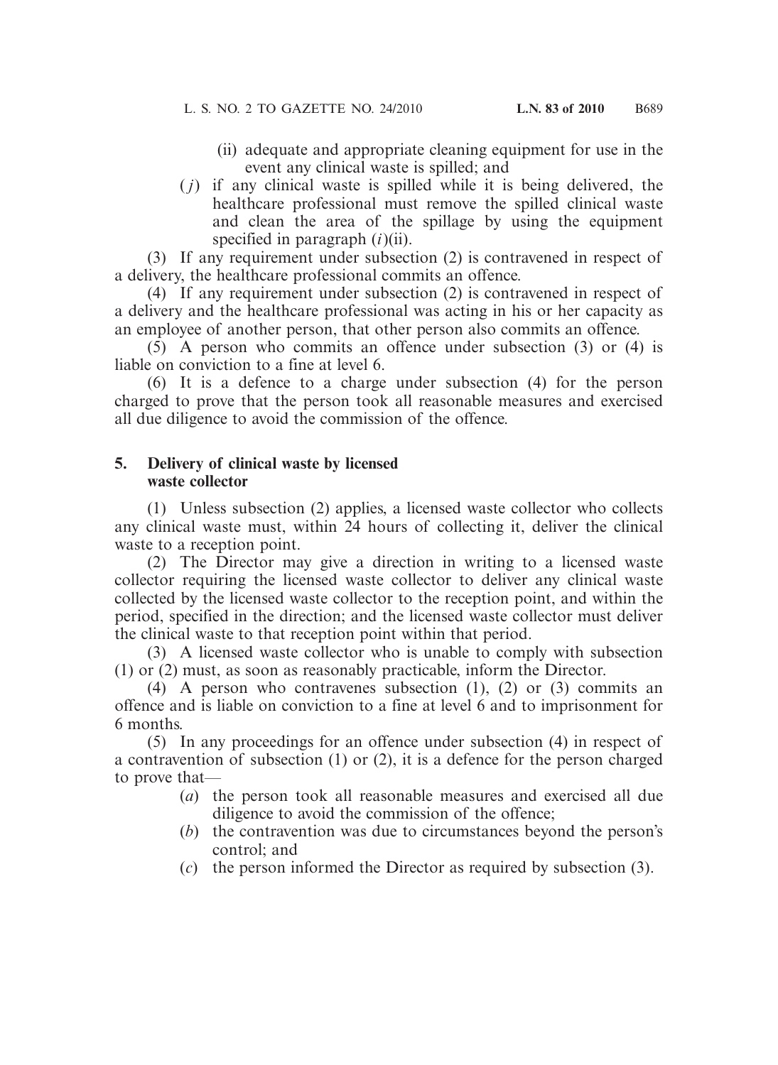(ii) adequate and appropriate cleaning equipment for use in the event any clinical waste is spilled; and

(*j*) if any clinical waste is spilled while it is being delivered, the healthcare professional must remove the spilled clinical waste and clean the area of the spillage by using the equipment specified in paragraph (*i*)(ii).

(3) If any requirement under subsection (2) is contravened in respect of a delivery, the healthcare professional commits an offence.

(4) If any requirement under subsection (2) is contravened in respect of a delivery and the healthcare professional was acting in his or her capacity as an employee of another person, that other person also commits an offence.

(5) A person who commits an offence under subsection (3) or (4) is liable on conviction to a fine at level 6.

(6) It is a defence to a charge under subsection (4) for the person charged to prove that the person took all reasonable measures and exercised all due diligence to avoid the commission of the offence.

### 5. Delivery of clinical waste by licensed waste collector

(1) Unless subsection (2) applies, a licensed waste collector who collects any clinical waste must, within 24 hours of collecting it, deliver the clinical waste to a reception point.

(2) The Director may give a direction in writing to a licensed waste collector requiring the licensed waste collector to deliver any clinical waste collected by the licensed waste collector to the reception point, and within the period, specified in the direction; and the licensed waste collector must deliver the clinical waste to that reception point within that period.

(3) A licensed waste collector who is unable to comply with subsection (1) or (2) must, as soon as reasonably practicable, inform the Director.

(4) A person who contravenes subsection (1), (2) or (3) commits an offence and is liable on conviction to a fine at level 6 and to imprisonment for 6 months.

(5) In any proceedings for an offence under subsection (4) in respect of a contravention of subsection (1) or (2), it is a defence for the person charged to prove that—

(*a*) the person took all reasonable measures and exercised all due diligence to avoid the commission of the offence;

(*b*) the contravention was due to circumstances beyond the person's control; and

(*c*) the person informed the Director as required by subsection (3).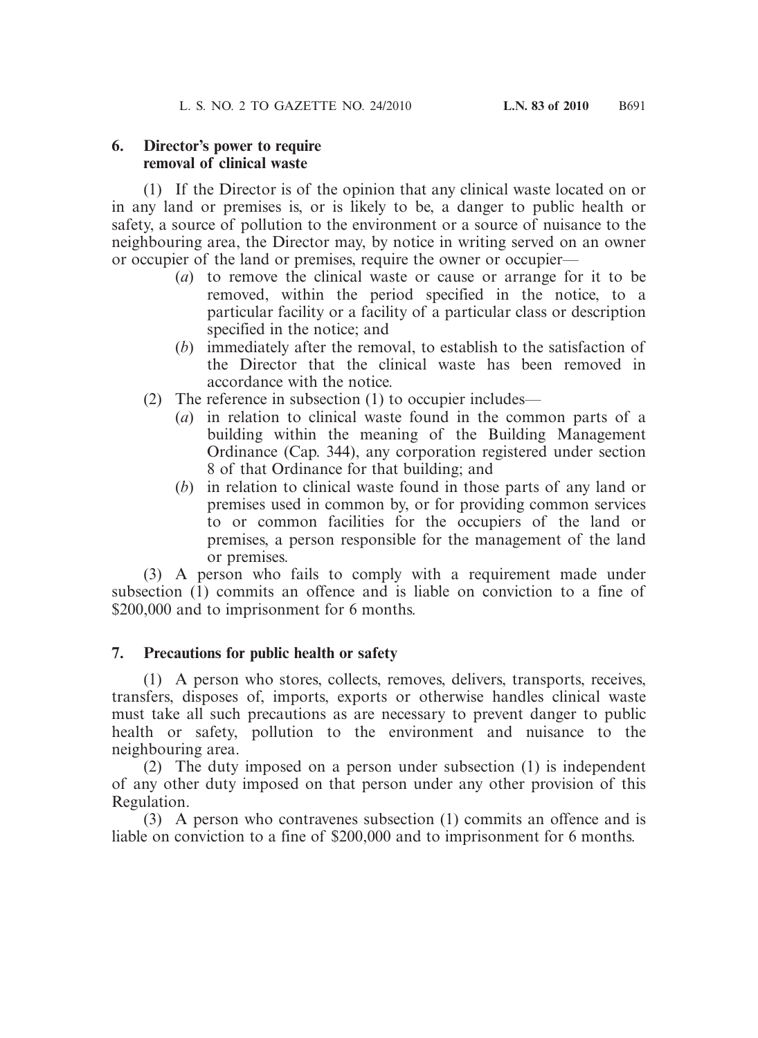**6. Director's power to require removal of clinical waste**

(1) If the Director is of the opinion that any clinical waste located on or in any land or premises is, or is likely to be, a danger to public health or safety, a source of pollution to the environment or a source of nuisance to the neighbouring area, the Director may, by notice in writing served on an owner or occupier of the land or premises, require the owner or occupier—

(*a*) to remove the clinical waste or cause or arrange for it to be removed, within the period specified in the notice, to a particular facility or a facility of a particular class or description specified in the notice; and

(*b*) immediately after the removal, to establish to the satisfaction of the Director that the clinical waste has been removed in accordance with the notice.

(2) The reference in subsection (1) to occupier includes—

(*a*) in relation to clinical waste found in the common parts of a building within the meaning of the Building Management Ordinance (Cap. 344), any corporation registered under section 8 of that Ordinance for that building; and

(*b*) in relation to clinical waste found in those parts of any land or premises used in common by, or for providing common services to or common facilities for the occupiers of the land or premises, a person responsible for the management of the land or premises.

(3) A person who fails to comply with a requirement made under subsection (1) commits an offence and is liable on conviction to a fine of \$200,000 and to imprisonment for 6 months.

**7. Precautions for public health or safety**

(1) A person who stores, collects, removes, delivers, transports, receives, transfers, disposes of, imports, exports or otherwise handles clinical waste must take all such precautions as are necessary to prevent danger to public health or safety, pollution to the environment and nuisance to the neighbouring area.

(2) The duty imposed on a person under subsection (1) is independent of any other duty imposed on that person under any other provision of this Regulation.

(3) A person who contravenes subsection (1) commits an offence and is liable on conviction to a fine of \$200,000 and to imprisonment for 6 months.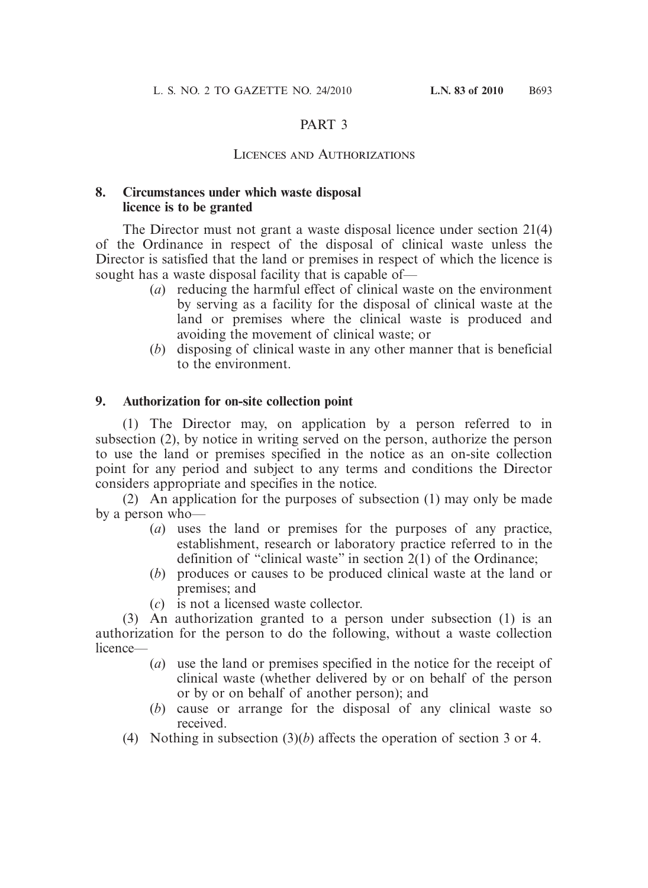## PART 3

### LICENCES AND AUTHORIZATIONS

**8. Circumstances under which waste disposal licence is to be granted**

The Director must not grant a waste disposal licence under section 21(4) of the Ordinance in respect of the disposal of clinical waste unless the Director is satisfied that the land or premises in respect of which the licence is sought has a waste disposal facility that is capable of—

(*a*) reducing the harmful effect of clinical waste on the environment by serving as a facility for the disposal of clinical waste at the land or premises where the clinical waste is produced and avoiding the movement of clinical waste; or

(*b*) disposing of clinical waste in any other manner that is beneficial to the environment.

**9. Authorization for on-site collection point**

(1) The Director may, on application by a person referred to in subsection (2), by notice in writing served on the person, authorize the person to use the land or premises specified in the notice as an on-site collection point for any period and subject to any terms and conditions the Director considers appropriate and specifies in the notice.

(2) An application for the purposes of subsection (1) may only be made by a person who—

(*a*) uses the land or premises for the purposes of any practice, establishment, research or laboratory practice referred to in the definition of "clinical waste" in section 2(1) of the Ordinance;

(*b*) produces or causes to be produced clinical waste at the land or premises; and

(*c*) is not a licensed waste collector.

(3) An authorization granted to a person under subsection (1) is an authorization for the person to do the following, without a waste collection licence—

(*a*) use the land or premises specified in the notice for the receipt of clinical waste (whether delivered by or on behalf of the person or by or on behalf of another person); and

(*b*) cause or arrange for the disposal of any clinical waste so received.

(4) Nothing in subsection (3)(*b*) affects the operation of section 3 or 4.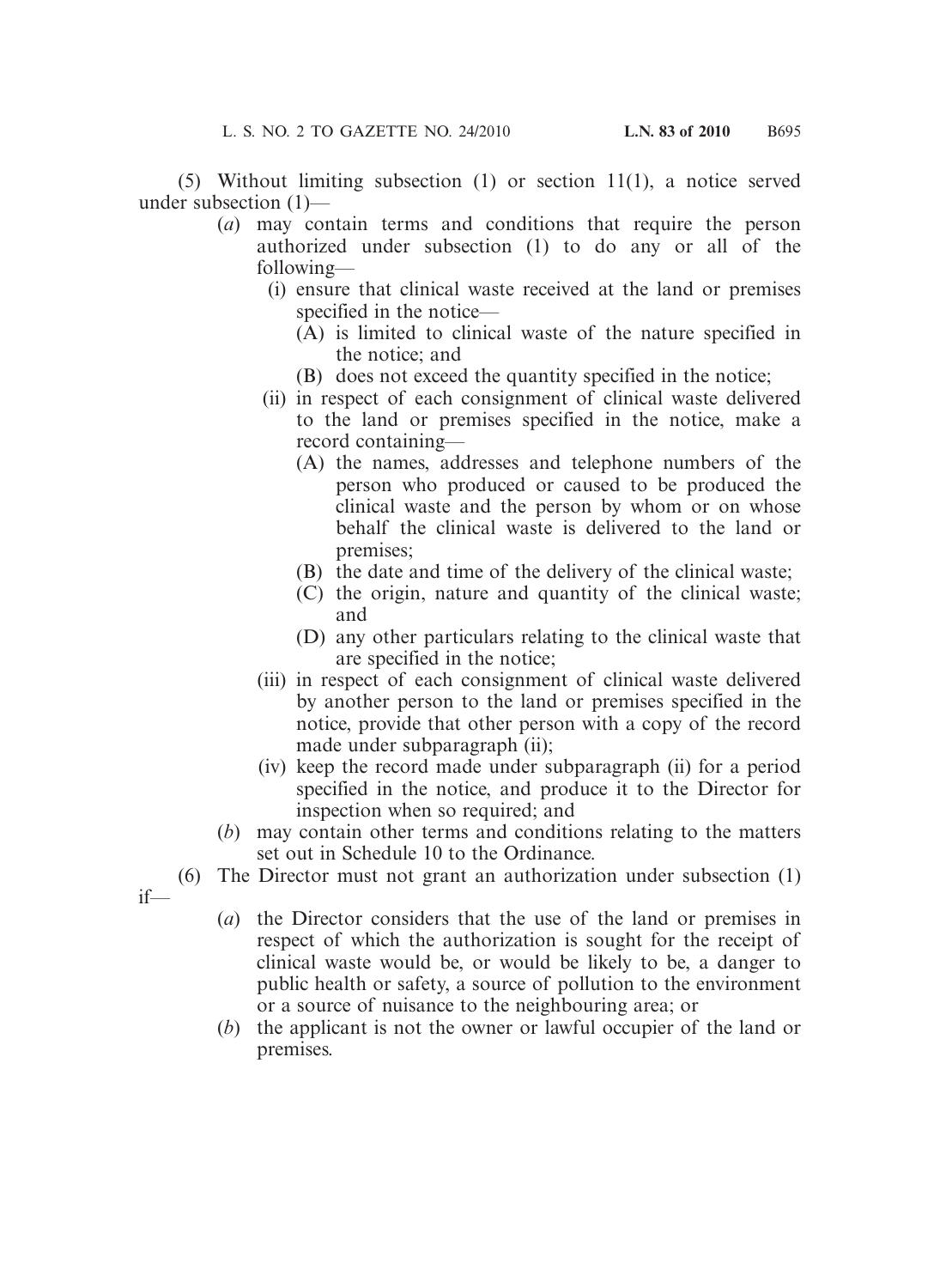(5) Without limiting subsection (1) or section 11(1), a notice served under subsection (1)—

- (*a*) may contain terms and conditions that require the person authorized under subsection (1) to do any or all of the following—
  - (i) ensure that clinical waste received at the land or premises specified in the notice—
    - (A) is limited to clinical waste of the nature specified in the notice; and
    - (B) does not exceed the quantity specified in the notice;
  - (ii) in respect of each consignment of clinical waste delivered to the land or premises specified in the notice, make a record containing—
    - (A) the names, addresses and telephone numbers of the person who produced or caused to be produced the clinical waste and the person by whom or on whose behalf the clinical waste is delivered to the land or premises;
    - (B) the date and time of the delivery of the clinical waste;
    - (C) the origin, nature and quantity of the clinical waste; and
    - (D) any other particulars relating to the clinical waste that are specified in the notice;
  - (iii) in respect of each consignment of clinical waste delivered by another person to the land or premises specified in the notice, provide that other person with a copy of the record made under subparagraph (ii);
  - (iv) keep the record made under subparagraph (ii) for a period specified in the notice, and produce it to the Director for inspection when so required; and
- (*b*) may contain other terms and conditions relating to the matters set out in Schedule 10 to the Ordinance.

(6) The Director must not grant an authorization under subsection (1) if—

- (*a*) the Director considers that the use of the land or premises in respect of which the authorization is sought for the receipt of clinical waste would be, or would be likely to be, a danger to public health or safety, a source of pollution to the environment or a source of nuisance to the neighbouring area; or
- (*b*) the applicant is not the owner or lawful occupier of the land or premises.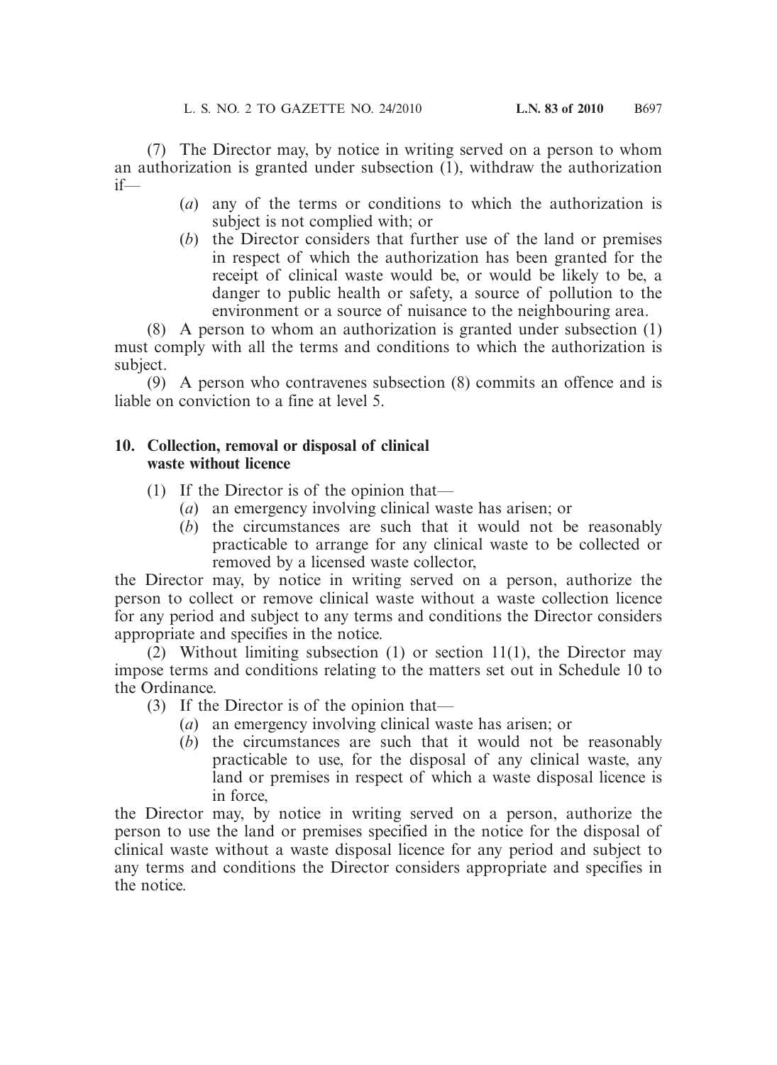(7) The Director may, by notice in writing served on a person to whom an authorization is granted under subsection (1), withdraw the authorization if—

(*a*) any of the terms or conditions to which the authorization is subject is not complied with; or

(*b*) the Director considers that further use of the land or premises in respect of which the authorization has been granted for the receipt of clinical waste would be, or would be likely to be, a danger to public health or safety, a source of pollution to the environment or a source of nuisance to the neighbouring area.

(8) A person to whom an authorization is granted under subsection (1) must comply with all the terms and conditions to which the authorization is subject.

(9) A person who contravenes subsection (8) commits an offence and is liable on conviction to a fine at level 5.

**10. Collection, removal or disposal of clinical waste without licence**

(1) If the Director is of the opinion that—

(*a*) an emergency involving clinical waste has arisen; or

(*b*) the circumstances are such that it would not be reasonably practicable to arrange for any clinical waste to be collected or removed by a licensed waste collector,

the Director may, by notice in writing served on a person, authorize the person to collect or remove clinical waste without a waste collection licence for any period and subject to any terms and conditions the Director considers appropriate and specifies in the notice.

(2) Without limiting subsection (1) or section 11(1), the Director may impose terms and conditions relating to the matters set out in Schedule 10 to the Ordinance.

(3) If the Director is of the opinion that—

(*a*) an emergency involving clinical waste has arisen; or

(*b*) the circumstances are such that it would not be reasonably practicable to use, for the disposal of any clinical waste, any land or premises in respect of which a waste disposal licence is in force,

the Director may, by notice in writing served on a person, authorize the person to use the land or premises specified in the notice for the disposal of clinical waste without a waste disposal licence for any period and subject to any terms and conditions the Director considers appropriate and specifies in the notice.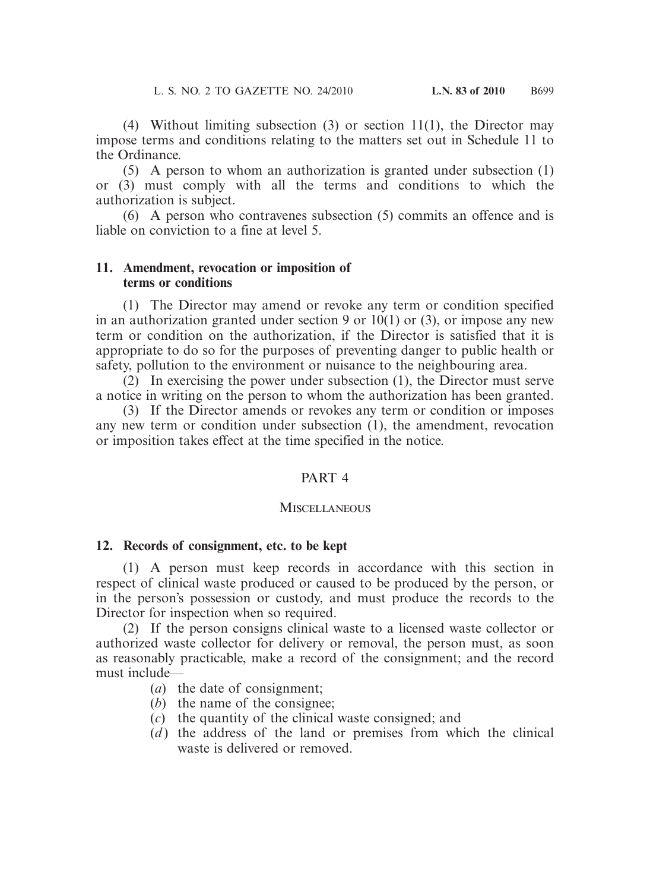(4) Without limiting subsection (3) or section 11(1), the Director may impose terms and conditions relating to the matters set out in Schedule 11 to the Ordinance.

(5) A person to whom an authorization is granted under subsection (1) or (3) must comply with all the terms and conditions to which the authorization is subject.

(6) A person who contravenes subsection (5) commits an offence and is liable on conviction to a fine at level 5.

### 11. Amendment, revocation or imposition of terms or conditions

(1) The Director may amend or revoke any term or condition specified in an authorization granted under section 9 or 10(1) or (3), or impose any new term or condition on the authorization, if the Director is satisfied that it is appropriate to do so for the purposes of preventing danger to public health or safety, pollution to the environment or nuisance to the neighbouring area.

(2) In exercising the power under subsection (1), the Director must serve a notice in writing on the person to whom the authorization has been granted.

(3) If the Director amends or revokes any term or condition or imposes any new term or condition under subsection (1), the amendment, revocation or imposition takes effect at the time specified in the notice.

## PART 4

## MISCELLANEOUS

### 12. Records of consignment, etc. to be kept

(1) A person must keep records in accordance with this section in respect of clinical waste produced or caused to be produced by the person, or in the person's possession or custody, and must produce the records to the Director for inspection when so required.

(2) If the person consigns clinical waste to a licensed waste collector or authorized waste collector for delivery or removal, the person must, as soon as reasonably practicable, make a record of the consignment; and the record must include—

- (*a*) the date of consignment;
- (*b*) the name of the consignee;
- (*c*) the quantity of the clinical waste consigned; and
- (*d*) the address of the land or premises from which the clinical waste is delivered or removed.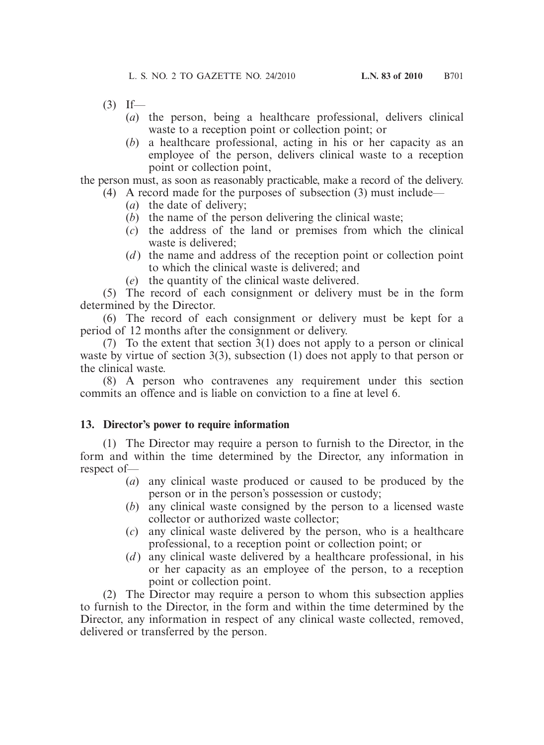(3) If—

(*a*) the person, being a healthcare professional, delivers clinical waste to a reception point or collection point; or

(*b*) a healthcare professional, acting in his or her capacity as an employee of the person, delivers clinical waste to a reception point or collection point,

the person must, as soon as reasonably practicable, make a record of the delivery.

(4) A record made for the purposes of subsection (3) must include—

(*a*) the date of delivery;

(*b*) the name of the person delivering the clinical waste;

(*c*) the address of the land or premises from which the clinical waste is delivered;

(*d*) the name and address of the reception point or collection point to which the clinical waste is delivered; and

(*e*) the quantity of the clinical waste delivered.

(5) The record of each consignment or delivery must be in the form determined by the Director.

(6) The record of each consignment or delivery must be kept for a period of 12 months after the consignment or delivery.

(7) To the extent that section 3(1) does not apply to a person or clinical waste by virtue of section 3(3), subsection (1) does not apply to that person or the clinical waste.

(8) A person who contravenes any requirement under this section commits an offence and is liable on conviction to a fine at level 6.

### 13. Director's power to require information

(1) The Director may require a person to furnish to the Director, in the form and within the time determined by the Director, any information in respect of—

(*a*) any clinical waste produced or caused to be produced by the person or in the person's possession or custody;

(*b*) any clinical waste consigned by the person to a licensed waste collector or authorized waste collector;

(*c*) any clinical waste delivered by the person, who is a healthcare professional, to a reception point or collection point; or

(*d*) any clinical waste delivered by a healthcare professional, in his or her capacity as an employee of the person, to a reception point or collection point.

(2) The Director may require a person to whom this subsection applies to furnish to the Director, in the form and within the time determined by the Director, any information in respect of any clinical waste collected, removed, delivered or transferred by the person.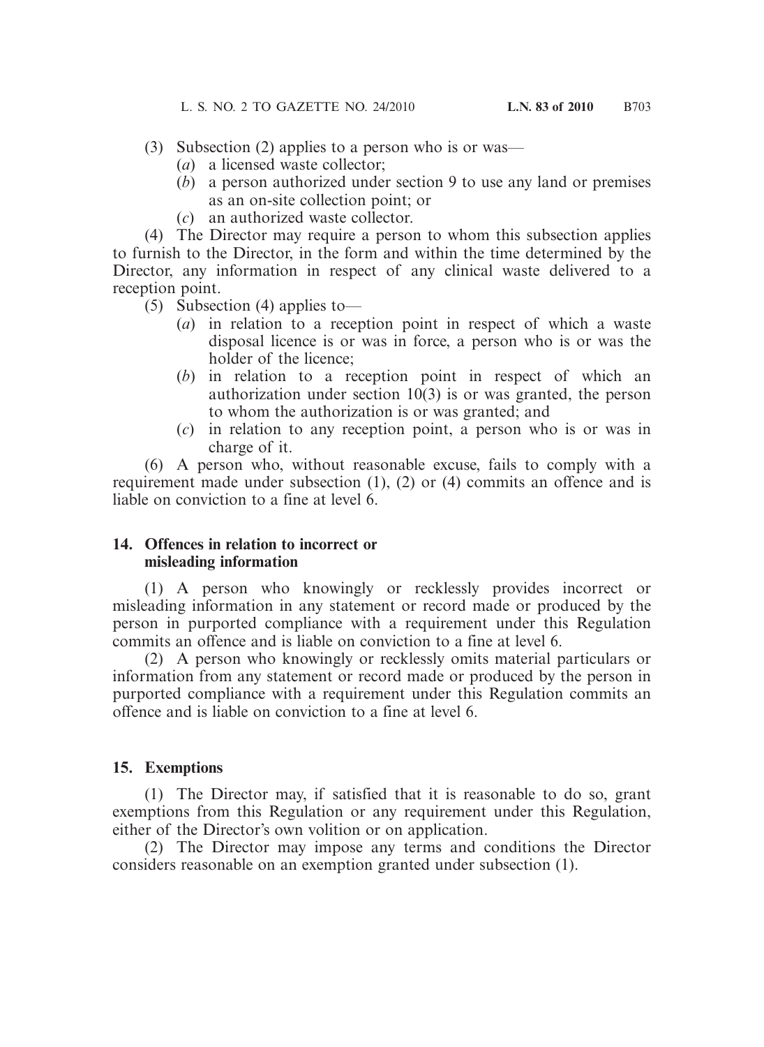(3) Subsection (2) applies to a person who is or was—

- (*a*) a licensed waste collector;
- (*b*) a person authorized under section 9 to use any land or premises as an on-site collection point; or
- (*c*) an authorized waste collector.

(4) The Director may require a person to whom this subsection applies to furnish to the Director, in the form and within the time determined by the Director, any information in respect of any clinical waste delivered to a reception point.

(5) Subsection (4) applies to—

- (*a*) in relation to a reception point in respect of which a waste disposal licence is or was in force, a person who is or was the holder of the licence;
- (*b*) in relation to a reception point in respect of which an authorization under section 10(3) is or was granted, the person to whom the authorization is or was granted; and
- (*c*) in relation to any reception point, a person who is or was in charge of it.

(6) A person who, without reasonable excuse, fails to comply with a requirement made under subsection (1), (2) or (4) commits an offence and is liable on conviction to a fine at level 6.

### 14. Offences in relation to incorrect or misleading information

(1) A person who knowingly or recklessly provides incorrect or misleading information in any statement or record made or produced by the person in purported compliance with a requirement under this Regulation commits an offence and is liable on conviction to a fine at level 6.

(2) A person who knowingly or recklessly omits material particulars or information from any statement or record made or produced by the person in purported compliance with a requirement under this Regulation commits an offence and is liable on conviction to a fine at level 6.

### 15. Exemptions

(1) The Director may, if satisfied that it is reasonable to do so, grant exemptions from this Regulation or any requirement under this Regulation, either of the Director's own volition or on application.

(2) The Director may impose any terms and conditions the Director considers reasonable on an exemption granted under subsection (1).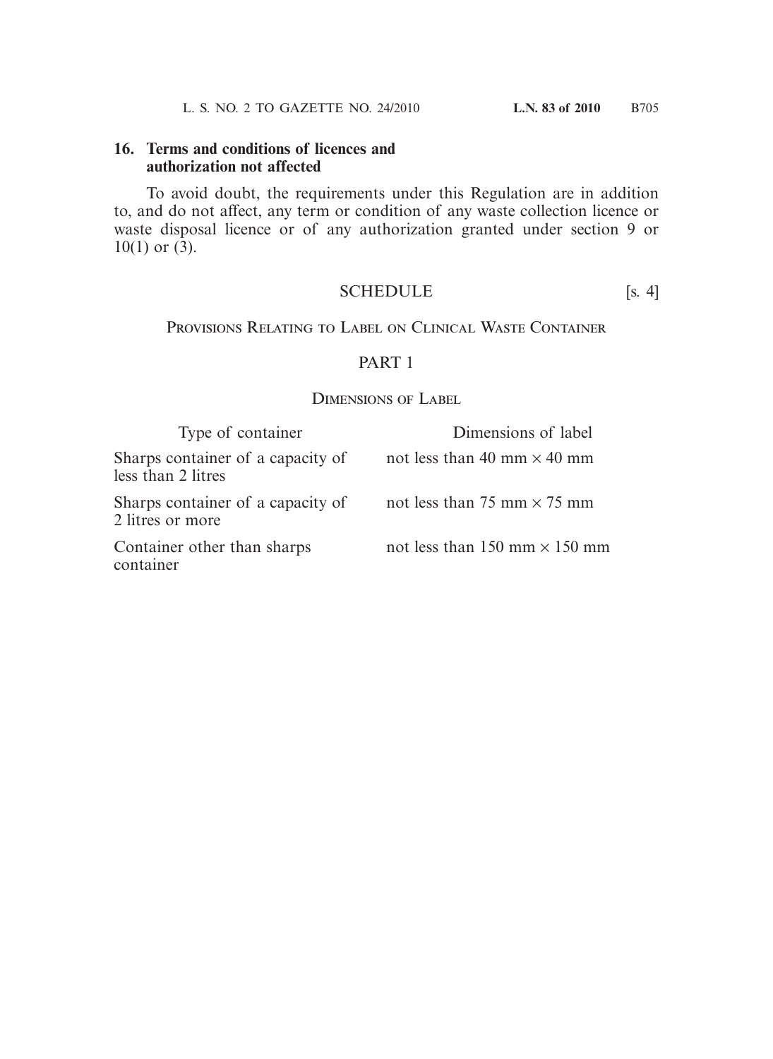**16. Terms and conditions of licences and authorization not affected**

To avoid doubt, the requirements under this Regulation are in addition to, and do not affect, any term or condition of any waste collection licence or waste disposal licence or of any authorization granted under section 9 or 10(1) or (3).

## SCHEDULE [s. 4]

### PROVISIONS RELATING TO LABEL ON CLINICAL WASTE CONTAINER

### PART 1

#### DIMENSIONS OF LABEL

| Type of container | Dimensions of label |
|---|---|
| Sharps container of a capacity of less than 2 litres | not less than 40 mm × 40 mm |
| Sharps container of a capacity of 2 litres or more | not less than 75 mm × 75 mm |
| Container other than sharps container | not less than 150 mm × 150 mm |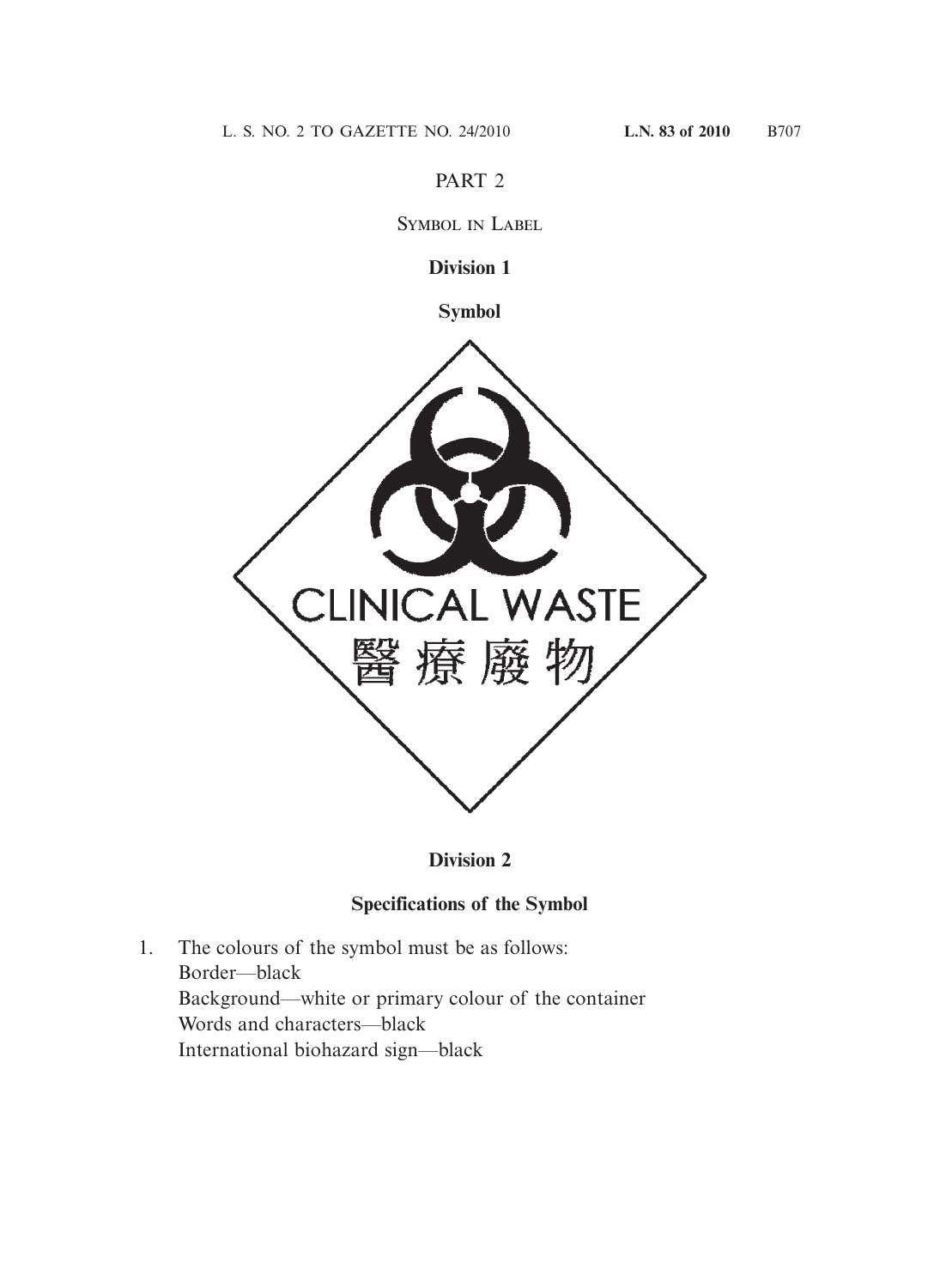# PART 2

## Symbol in Label

### Division 1

### Symbol

CLINICAL WASTE
醫療廢物

### Division 2

### Specifications of the Symbol

1. The colours of the symbol must be as follows:
   Border—black
   Background—white or primary colour of the container
   Words and characters—black
   International biohazard sign—black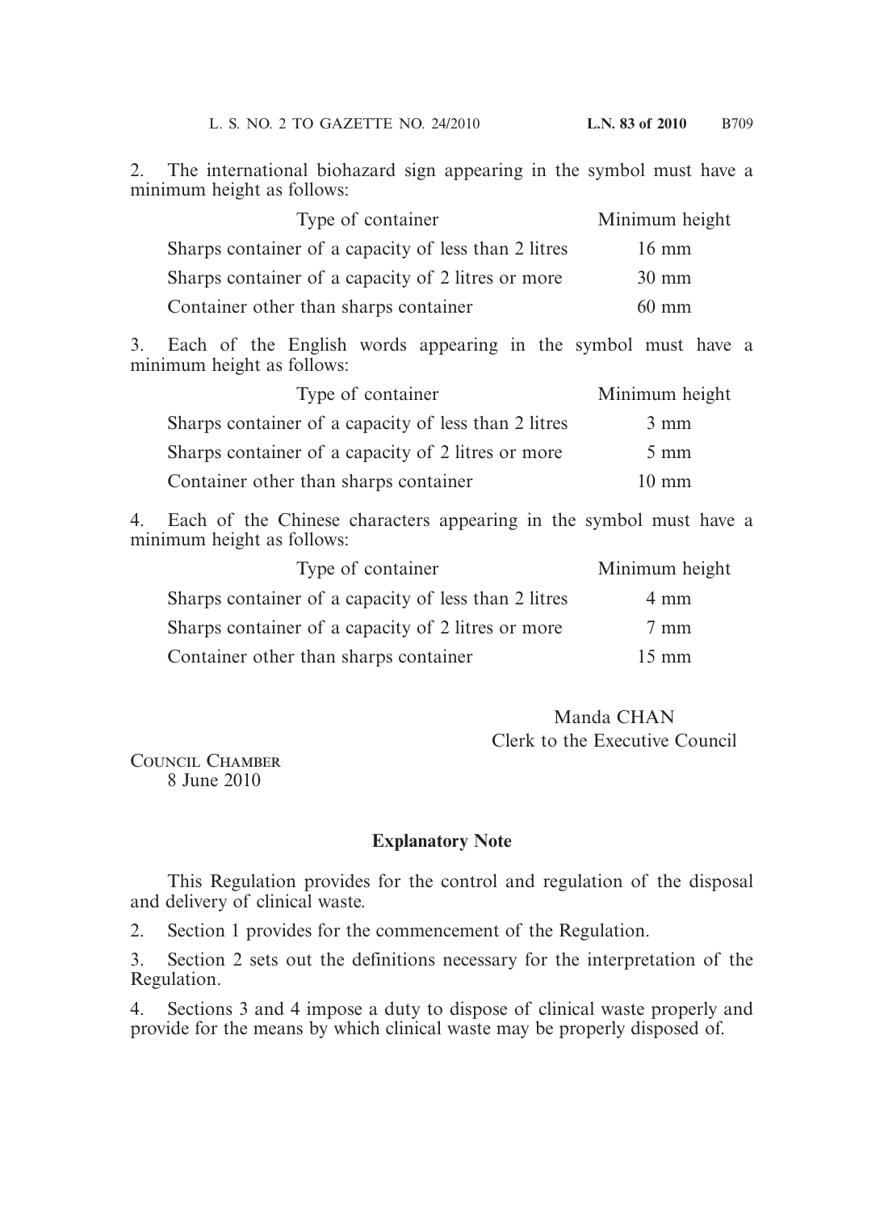2. The international biohazard sign appearing in the symbol must have a minimum height as follows:

| Type of container | Minimum height |
|---|---|
| Sharps container of a capacity of less than 2 litres | 16 mm |
| Sharps container of a capacity of 2 litres or more | 30 mm |
| Container other than sharps container | 60 mm |

3. Each of the English words appearing in the symbol must have a minimum height as follows:

| Type of container | Minimum height |
|---|---|
| Sharps container of a capacity of less than 2 litres | 3 mm |
| Sharps container of a capacity of 2 litres or more | 5 mm |
| Container other than sharps container | 10 mm |

4. Each of the Chinese characters appearing in the symbol must have a minimum height as follows:

| Type of container | Minimum height |
|---|---|
| Sharps container of a capacity of less than 2 litres | 4 mm |
| Sharps container of a capacity of 2 litres or more | 7 mm |
| Container other than sharps container | 15 mm |

Manda CHAN
Clerk to the Executive Council

COUNCIL CHAMBER
8 June 2010

## Explanatory Note

This Regulation provides for the control and regulation of the disposal and delivery of clinical waste.

2. Section 1 provides for the commencement of the Regulation.

3. Section 2 sets out the definitions necessary for the interpretation of the Regulation.

4. Sections 3 and 4 impose a duty to dispose of clinical waste properly and provide for the means by which clinical waste may be properly disposed of.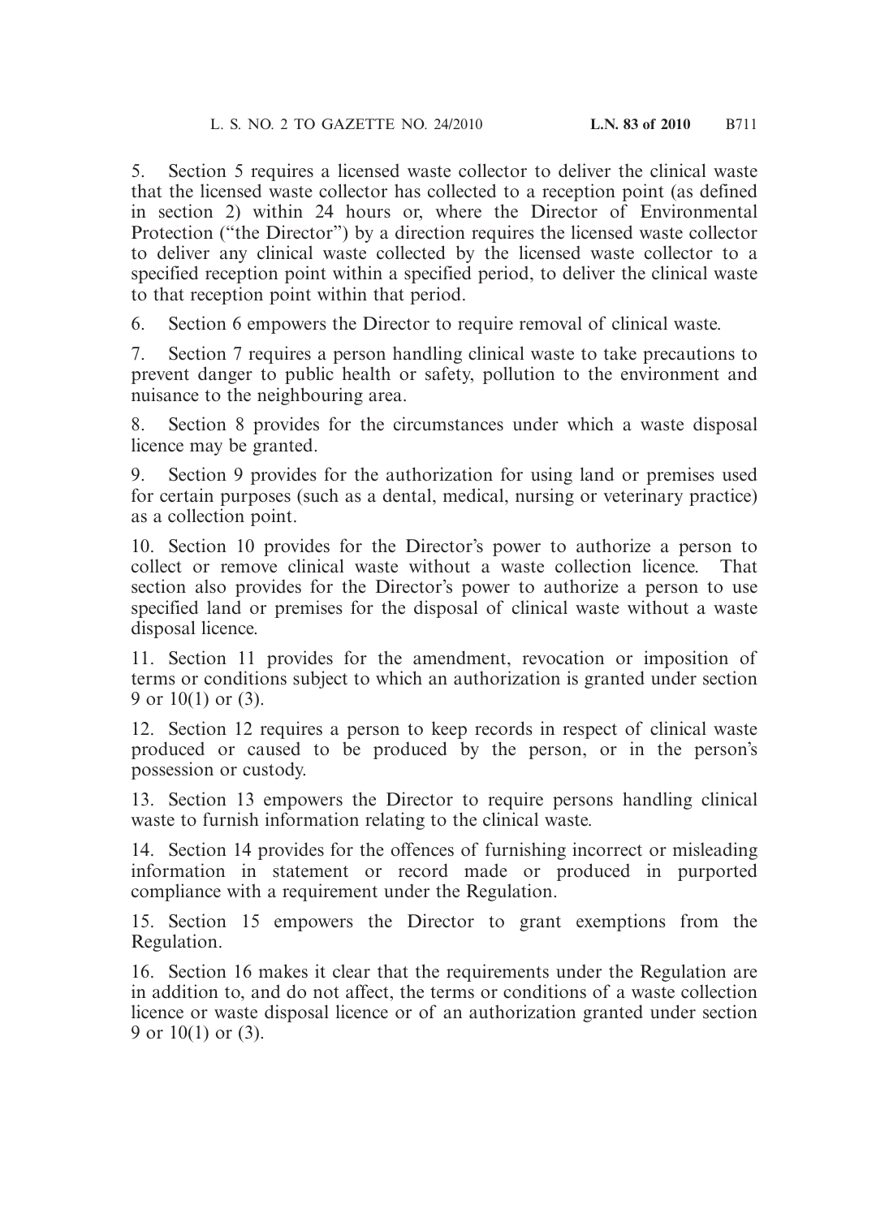5. Section 5 requires a licensed waste collector to deliver the clinical waste that the licensed waste collector has collected to a reception point (as defined in section 2) within 24 hours or, where the Director of Environmental Protection ("the Director") by a direction requires the licensed waste collector to deliver any clinical waste collected by the licensed waste collector to a specified reception point within a specified period, to deliver the clinical waste to that reception point within that period.

6. Section 6 empowers the Director to require removal of clinical waste.

7. Section 7 requires a person handling clinical waste to take precautions to prevent danger to public health or safety, pollution to the environment and nuisance to the neighbouring area.

8. Section 8 provides for the circumstances under which a waste disposal licence may be granted.

9. Section 9 provides for the authorization for using land or premises used for certain purposes (such as a dental, medical, nursing or veterinary practice) as a collection point.

10. Section 10 provides for the Director's power to authorize a person to collect or remove clinical waste without a waste collection licence. That section also provides for the Director's power to authorize a person to use specified land or premises for the disposal of clinical waste without a waste disposal licence.

11. Section 11 provides for the amendment, revocation or imposition of terms or conditions subject to which an authorization is granted under section 9 or 10(1) or (3).

12. Section 12 requires a person to keep records in respect of clinical waste produced or caused to be produced by the person, or in the person's possession or custody.

13. Section 13 empowers the Director to require persons handling clinical waste to furnish information relating to the clinical waste.

14. Section 14 provides for the offences of furnishing incorrect or misleading information in statement or record made or produced in purported compliance with a requirement under the Regulation.

15. Section 15 empowers the Director to grant exemptions from the Regulation.

16. Section 16 makes it clear that the requirements under the Regulation are in addition to, and do not affect, the terms or conditions of a waste collection licence or waste disposal licence or of an authorization granted under section 9 or 10(1) or (3).